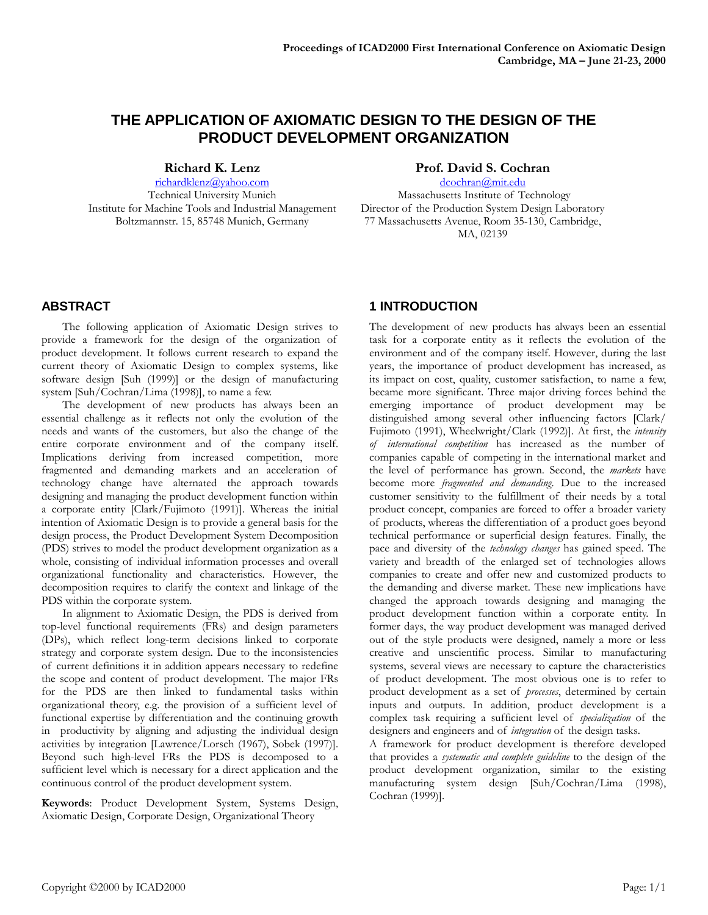# THE APPLICATION OF AXIOMATIC DESIGN TO THE DESIGN OF THE PRODUCT DEVELOPMENT ORGANIZATION

**Richard K. Lenz**
richardklenz@yahoo.com
Technical University Munich
Institute for Machine Tools and Industrial Management
Boltzmannstr. 15, 85748 Munich, Germany

**Prof. David S. Cochran**
dcochran@mit.edu
Massachusetts Institute of Technology
Director of the Production System Design Laboratory
77 Massachusetts Avenue, Room 35-130, Cambridge, MA, 02139

## ABSTRACT

The following application of Axiomatic Design strives to provide a framework for the design of the organization of product development. It follows current research to expand the current theory of Axiomatic Design to complex systems, like software design [Suh (1999)] or the design of manufacturing system [Suh/Cochran/Lima (1998)], to name a few.

The development of new products has always been an essential challenge as it reflects not only the evolution of the needs and wants of the customers, but also the change of the entire corporate environment and of the company itself. Implications deriving from increased competition, more fragmented and demanding markets and an acceleration of technology change have alternated the approach towards designing and managing the product development function within a corporate entity [Clark/Fujimoto (1991)]. Whereas the initial intention of Axiomatic Design is to provide a general basis for the design process, the Product Development System Decomposition (PDS) strives to model the product development organization as a whole, consisting of individual information processes and overall organizational functionality and characteristics. However, the decomposition requires to clarify the context and linkage of the PDS within the corporate system.

In alignment to Axiomatic Design, the PDS is derived from top-level functional requirements (FRs) and design parameters (DPs), which reflect long-term decisions linked to corporate strategy and corporate system design. Due to the inconsistencies of current definitions it in addition appears necessary to redefine the scope and content of product development. The major FRs for the PDS are then linked to fundamental tasks within organizational theory, e.g. the provision of a sufficient level of functional expertise by differentiation and the continuing growth in productivity by aligning and adjusting the individual design activities by integration [Lawrence/Lorsch (1967), Sobek (1997)]. Beyond such high-level FRs the PDS is decomposed to a sufficient level which is necessary for a direct application and the continuous control of the product development system.

**Keywords**: Product Development System, Systems Design, Axiomatic Design, Corporate Design, Organizational Theory

## 1 INTRODUCTION

The development of new products has always been an essential task for a corporate entity as it reflects the evolution of the environment and of the company itself. However, during the last years, the importance of product development has increased, as its impact on cost, quality, customer satisfaction, to name a few, became more significant. Three major driving forces behind the emerging importance of product development may be distinguished among several other influencing factors [Clark/Fujimoto (1991), Wheelwright/Clark (1992)]. At first, the *intensity of international competition* has increased as the number of companies capable of competing in the international market and the level of performance has grown. Second, the *markets* have become more *fragmented and demanding*. Due to the increased customer sensitivity to the fulfillment of their needs by a total product concept, companies are forced to offer a broader variety of products, whereas the differentiation of a product goes beyond technical performance or superficial design features. Finally, the pace and diversity of the *technology changes* has gained speed. The variety and breadth of the enlarged set of technologies allows companies to create and offer new and customized products to the demanding and diverse market. These new implications have changed the approach towards designing and managing the product development function within a corporate entity. In former days, the way product development was managed derived out of the style products were designed, namely a more or less creative and unscientific process. Similar to manufacturing systems, several views are necessary to capture the characteristics of product development. The most obvious one is to refer to product development as a set of *processes*, determined by certain inputs and outputs. In addition, product development is a complex task requiring a sufficient level of *specialization* of the designers and engineers and of *integration* of the design tasks.

A framework for product development is therefore developed that provides a *systematic and complete guideline* to the design of the product development organization, similar to the existing manufacturing system design [Suh/Cochran/Lima (1998), Cochran (1999)].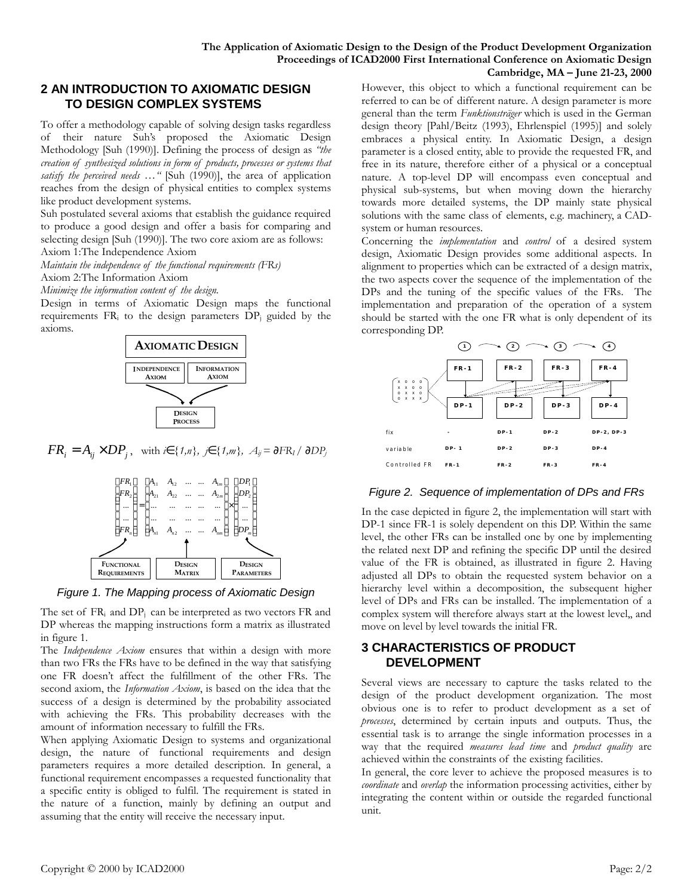## 2 AN INTRODUCTION TO AXIOMATIC DESIGN TO DESIGN COMPLEX SYSTEMS

To offer a methodology capable of solving design tasks regardless of their nature Suh's proposed the Axiomatic Design Methodology [Suh (1990)]. Defining the process of design as *"the creation of synthesized solutions in form of products, processes or systems that satisfy the perceived needs …"* [Suh (1990)], the area of application reaches from the design of physical entities to complex systems like product development systems.

Suh postulated several axioms that establish the guidance required to produce a good design and offer a basis for comparing and selecting design [Suh (1990)]. The two core axiom are as follows:

Axiom 1:The Independence Axiom

*Maintain the independence of the functional requirements (FRs)*

Axiom 2:The Information Axiom

*Minimize the information content of the design.*

Design in terms of Axiomatic Design maps the functional requirements $FR_i$ to the design parameters $DP_j$ guided by the axioms.

AXIOMATIC DESIGN

INDEPENDENCE AXIOM — INFORMATION AXIOM

DESIGN PROCESS

$$FR_i = A_{ij} \times DP_j, \quad \text{with } i \in \{1,n\},\ j \in \{1,m\},\ A_{ij} = \partial FR_I / \partial DP_j$$

$$\begin{pmatrix} FR_1 \\ FR_2 \\ \dots \\ \dots \\ FR_n \end{pmatrix} = \begin{pmatrix} A_{11} & A_{12} & \dots & \dots & A_{1m} \\ A_{21} & A_{22} & \dots & \dots & A_{2m} \\ \dots & \dots & \dots & \dots & \dots \\ \dots & \dots & \dots & \dots & \dots \\ A_{n1} & A_{n2} & \dots & \dots & A_{nm} \end{pmatrix} \times \begin{pmatrix} DP_1 \\ DP_2 \\ \dots \\ \dots \\ DP_m \end{pmatrix}$$

FUNCTIONAL REQUIREMENTS — DESIGN MATRIX — DESIGN PARAMETERS

*Figure 1. The Mapping process of Axiomatic Design*

The set of $FR_i$ and $DP_j$ can be interpreted as two vectors FR and DP whereas the mapping instructions form a matrix as illustrated in figure 1.

The *Independence Axiom* ensures that within a design with more than two FRs the FRs have to be defined in the way that satisfying one FR doesn't affect the fulfillment of the other FRs. The second axiom, the *Information Axiom*, is based on the idea that the success of a design is determined by the probability associated with achieving the FRs. This probability decreases with the amount of information necessary to fulfill the FRs.

When applying Axiomatic Design to systems and organizational design, the nature of functional requirements and design parameters requires a more detailed description. In general, a functional requirement encompasses a requested functionality that a specific entity is obliged to fulfil. The requirement is stated in the nature of a function, mainly by defining an output and assuming that the entity will receive the necessary input.

However, this object to which a functional requirement can be referred to can be of different nature. A design parameter is more general than the term *Funktionsträger* which is used in the German design theory [Pahl/Beitz (1993), Ehrlenspiel (1995)] and solely embraces a physical entity. In Axiomatic Design, a design parameter is a closed entity, able to provide the requested FR, and free in its nature, therefore either of a physical or a conceptual nature. A top-level DP will encompass even conceptual and physical sub-systems, but when moving down the hierarchy towards more detailed systems, the DP mainly state physical solutions with the same class of elements, e.g. machinery, a CAD-system or human resources.

Concerning the *implementation* and *control* of a desired system design, Axiomatic Design provides some additional aspects. In alignment to properties which can be extracted of a design matrix, the two aspects cover the sequence of the implementation of the DPs and the tuning of the specific values of the FRs. The implementation and preparation of the operation of a system should be started with the one FR what is only dependent of its corresponding DP.

Design matrix:

$$\begin{pmatrix} X & O & O & O \\ X & X & O & O \\ O & X & X & O \\ O & X & X & X \end{pmatrix}$$

Sequence: 1 → 2 → 3 → 4

| | 1 | 2 | 3 | 4 |
|---|---|---|---|---|
| | FR-1 | FR-2 | FR-3 | FR-4 |
| | DP-1 | DP-2 | DP-3 | DP-4 |
| fix | - | DP-1 | DP-2 | DP-2, DP-3 |
| variable | DP-1 | DP-2 | DP-3 | DP-4 |
| Controlled FR | FR-1 | FR-2 | FR-3 | FR-4 |

*Figure 2. Sequence of implementation of DPs and FRs*

In the case depicted in figure 2, the implementation will start with DP-1 since FR-1 is solely dependent on this DP. Within the same level, the other FRs can be installed one by one by implementing the related next DP and refining the specific DP until the desired value of the FR is obtained, as illustrated in figure 2. Having adjusted all DPs to obtain the requested system behavior on a hierarchy level within a decomposition, the subsequent higher level of DPs and FRs can be installed. The implementation of a complex system will therefore always start at the lowest level,, and move on level by level towards the initial FR.

## 3 CHARACTERISTICS OF PRODUCT DEVELOPMENT

Several views are necessary to capture the tasks related to the design of the product development organization. The most obvious one is to refer to product development as a set of *processes*, determined by certain inputs and outputs. Thus, the essential task is to arrange the single information processes in a way that the required *measures lead time* and *product quality* are achieved within the constraints of the existing facilities.

In general, the core lever to achieve the proposed measures is to *coordinate* and *overlap* the information processing activities, either by integrating the content within or outside the regarded functional unit.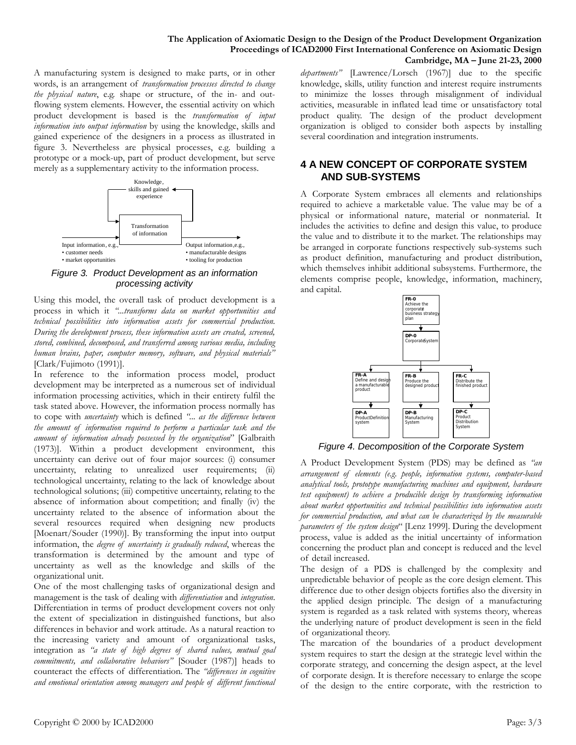A manufacturing system is designed to make parts, or in other words, is an arrangement of *transformation processes directed to change the physical nature*, e.g. shape or structure, of the in- and out-flowing system elements. However, the essential activity on which product development is based is the *transformation of input information into output information* by using the knowledge, skills and gained experience of the designers in a process as illustrated in figure 3. Nevertheless are physical processes, e.g. building a prototype or a mock-up, part of product development, but serve merely as a supplementary activity to the information process.

Knowledge, skills and gained experience

Transformation of information

Input information, e.g.,
• customer needs
• market opportunities

Output information, e.g.,
• manufacturable designs
• tooling for production

*Figure 3. Product Development as an information processing activity*

Using this model, the overall task of product development is a process in which it *"...transforms data on market opportunities and technical possibilities into information assets for commercial production. During the development process, these information assets are created, screened, stored, combined, decomposed, and transferred among various media, including human brains, paper, computer memory, software, and physical materials"* [Clark/Fujimoto (1991)].

In reference to the information process model, product development may be interpreted as a numerous set of individual information processing activities, which in their entirety fulfil the task stated above. However, the information process normally has to cope with *uncertainty* which is defined *"... as the difference between the amount of information required to perform a particular task and the amount of information already possessed by the organization"* [Galbraith (1973)]. Within a product development environment, this uncertainty can derive out of four major sources: (i) consumer uncertainty, relating to unrealized user requirements; (ii) technological uncertainty, relating to the lack of knowledge about technological solutions; (iii) competitive uncertainty, relating to the absence of information about competition; and finally (iv) the uncertainty related to the absence of information about the several resources required when designing new products [Moenart/Souder (1990)]. By transforming the input into output information, the *degree of uncertainty is gradually reduced*, whereas the transformation is determined by the amount and type of uncertainty as well as the knowledge and skills of the organizational unit.

One of the most challenging tasks of organizational design and management is the task of dealing with *differentiation* and *integration*. Differentiation in terms of product development covers not only the extent of specialization in distinguished functions, but also differences in behavior and work attitude. As a natural reaction to the increasing variety and amount of organizational tasks, integration as *"a state of high degrees of shared values, mutual goal commitments, and collaborative behaviors"* [Souder (1987)] heads to counteract the effects of differentiation. The *"differences in cognitive and emotional orientation among managers and people of different functional departments"* [Lawrence/Lorsch (1967)] due to the specific knowledge, skills, utility function and interest require instruments to minimize the losses through misalignment of individual activities, measurable in inflated lead time or unsatisfactory total product quality. The design of the product development organization is obliged to consider both aspects by installing several coordination and integration instruments.

## 4 A NEW CONCEPT OF CORPORATE SYSTEM AND SUB-SYSTEMS

A Corporate System embraces all elements and relationships required to achieve a marketable value. The value may be of a physical or informational nature, material or nonmaterial. It includes the activities to define and design this value, to produce the value and to distribute it to the market. The relationships may be arranged in corporate functions respectively sub-systems such as product definition, manufacturing and product distribution, which themselves inhibit additional subsystems. Furthermore, the elements comprise people, knowledge, information, machinery, and capital.

**FR-0** Achieve the corporate business strategy plan

**DP-0** Corporate System

**FR-A** Define and design a manufacturable product — **DP-A** Product Definition system

**FR-B** Produce the designed product — **DP-B** Manufacturing System

**FR-C** Distribute the finished product — **DP-C** Product Distribution System

*Figure 4. Decomposition of the Corporate System*

A Product Development System (PDS) may be defined as *"an arrangement of elements (e.g. people, information systems, computer-based analytical tools, prototype manufacturing machines and equipment, hardware test equipment) to achieve a producible design by transforming information about market opportunities and technical possibilities into information assets for commercial production, and what can be characterized by the measurable parameters of the system design"* [Lenz 1999]. During the development process, value is added as the initial uncertainty of information concerning the product plan and concept is reduced and the level of detail increased.

The design of a PDS is challenged by the complexity and unpredictable behavior of people as the core design element. This difference due to other design objects fortifies also the diversity in the applied design principle. The design of a manufacturing system is regarded as a task related with systems theory, whereas the underlying nature of product development is seen in the field of organizational theory.

The marcation of the boundaries of a product development system requires to start the design at the strategic level within the corporate strategy, and concerning the design aspect, at the level of corporate design. It is therefore necessary to enlarge the scope of the design to the entire corporate, with the restriction to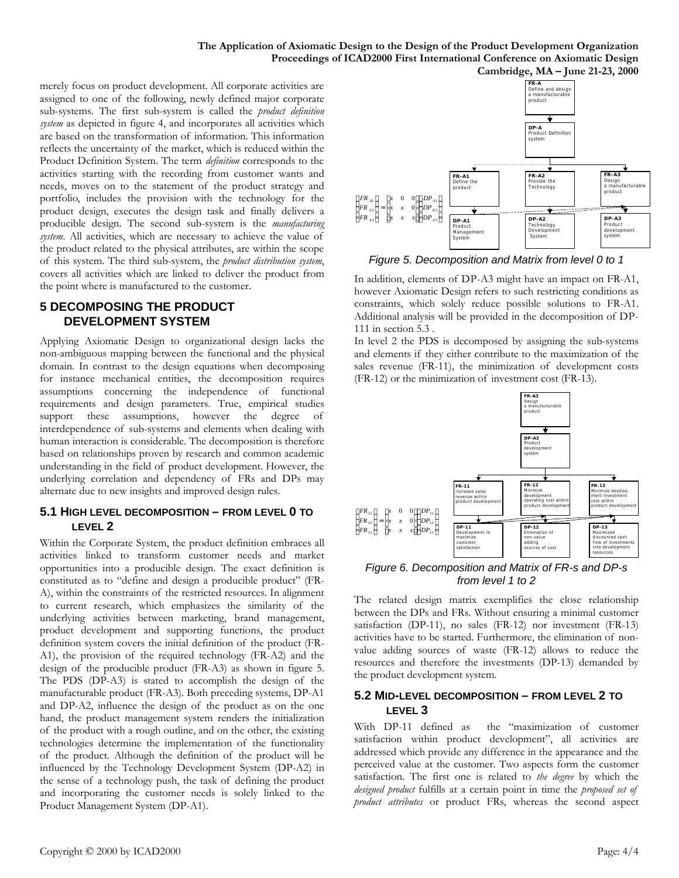merely focus on product development. All corporate activities are assigned to one of the following, newly defined major corporate sub-systems. The first sub-system is called the *product definition system* as depicted in figure 4, and incorporates all activities which are based on the transformation of information. This information reflects the uncertainty of the market, which is reduced within the Product Definition System. The term *definition* corresponds to the activities starting with the recording from customer wants and needs, moves on to the statement of the product strategy and portfolio, includes the provision with the technology for the product design, executes the design task and finally delivers a producible design. The second sub-system is the *manufacturing system*. All activities, which are necessary to achieve the value of the product related to the physical attributes, are within the scope of this system. The third sub-system, the *product distribution system*, covers all activities which are linked to deliver the product from the point where is manufactured to the customer.

## 5 DECOMPOSING THE PRODUCT DEVELOPMENT SYSTEM

Applying Axiomatic Design to organizational design lacks the non-ambiguous mapping between the functional and the physical domain. In contrast to the design equations when decomposing for instance mechanical entities, the decomposition requires assumptions concerning the independence of functional requirements and design parameters. True, empirical studies support these assumptions, however the degree of interdependence of sub-systems and elements when dealing with human interaction is considerable. The decomposition is therefore based on relationships proven by research and common academic understanding in the field of product development. However, the underlying correlation and dependency of FRs and DPs may alternate due to new insights and improved design rules.

### 5.1 HIGH LEVEL DECOMPOSITION – FROM LEVEL 0 TO LEVEL 2

Within the Corporate System, the product definition embraces all activities linked to transform customer needs and market opportunities into a producible design. The exact definition is constituted as to "define and design a producible product" (FR-A), within the constraints of the restricted resources. In alignment to current research, which emphasizes the similarity of the underlying activities between marketing, brand management, product development and supporting functions, the product definition system covers the initial definition of the product (FR-A1), the provision of the required technology (FR-A2) and the design of the producible product (FR-A3) as shown in figure 5. The PDS (DP-A3) is stated to accomplish the design of the manufacturable product (FR-A3). Both preceding systems, DP-A1 and DP-A2, influence the design of the product as on the one hand, the product management system renders the initialization of the product with a rough outline, and on the other, the existing technologies determine the implementation of the functionality of the product. Although the definition of the product will be influenced by the Technology Development System (DP-A2) in the sense of a technology push, the task of defining the product and incorporating the customer needs is solely linked to the Product Management System (DP-A1).

FR-A: Define and design a manufacturable product
DP-A: Product Definition system
FR-A1: Define the product — DP-A1: Product Management System
FR-A2: Provide the Technology — DP-A2: Technology Development System
FR-A3: Design a manufacturable product — DP-A3: Product development system

$$\begin{Bmatrix} FR_{A1} \\ FR_{A2} \\ FR_{A3} \end{Bmatrix} = \begin{bmatrix} x & 0 & 0 \\ x & x & 0 \\ x & x & x \end{bmatrix} \begin{Bmatrix} DP_{A1} \\ DP_{A2} \\ DP_{A3} \end{Bmatrix}$$

*Figure 5. Decomposition and Matrix from level 0 to 1*

In addition, elements of DP-A3 might have an impact on FR-A1, however Axiomatic Design refers to such restricting conditions as constraints, which solely reduce possible solutions to FR-A1. Additional analysis will be provided in the decomposition of DP-111 in section 5.3 .

In level 2 the PDS is decomposed by assigning the sub-systems and elements if they either contribute to the maximization of the sales revenue (FR-11), the minimization of development costs (FR-12) or the minimization of investment cost (FR-13).

FR-A3: Design a manufacturable product
DP-A3: Product development system
FR-11: Increase sales revenue within product development — DP-11: Development to maximize customer satisfaction
FR-12: Minimize development operating cost within product development — DP-12: Elimination of non-value adding sources of cost
FR-13: Minimize development investment cost within product development — DP-13: Maximized discounted cash flow of investments into development resources

$$\begin{Bmatrix} FR_{11} \\ FR_{12} \\ FR_{13} \end{Bmatrix} = \begin{bmatrix} x & 0 & 0 \\ x & x & 0 \\ x & x & x \end{bmatrix} \begin{Bmatrix} DP_{11} \\ DP_{12} \\ DP_{13} \end{Bmatrix}$$

*Figure 6. Decomposition and Matrix of FR-s and DP-s from level 1 to 2*

The related design matrix exemplifies the close relationship between the DPs and FRs. Without ensuring a minimal customer satisfaction (DP-11), no sales (FR-12) nor investment (FR-13) activities have to be started. Furthermore, the elimination of non-value adding sources of waste (FR-12) allows to reduce the resources and therefore the investments (DP-13) demanded by the product development system.

### 5.2 MID-LEVEL DECOMPOSITION – FROM LEVEL 2 TO LEVEL 3

With DP-11 defined as the "maximization of customer satisfaction within product development", all activities are addressed which provide any difference in the appearance and the perceived value at the customer. Two aspects form the customer satisfaction. The first one is related to *the degree* by which the *designed product* fulfills at a certain point in time the *proposed set of product attributes* or product FRs, whereas the second aspect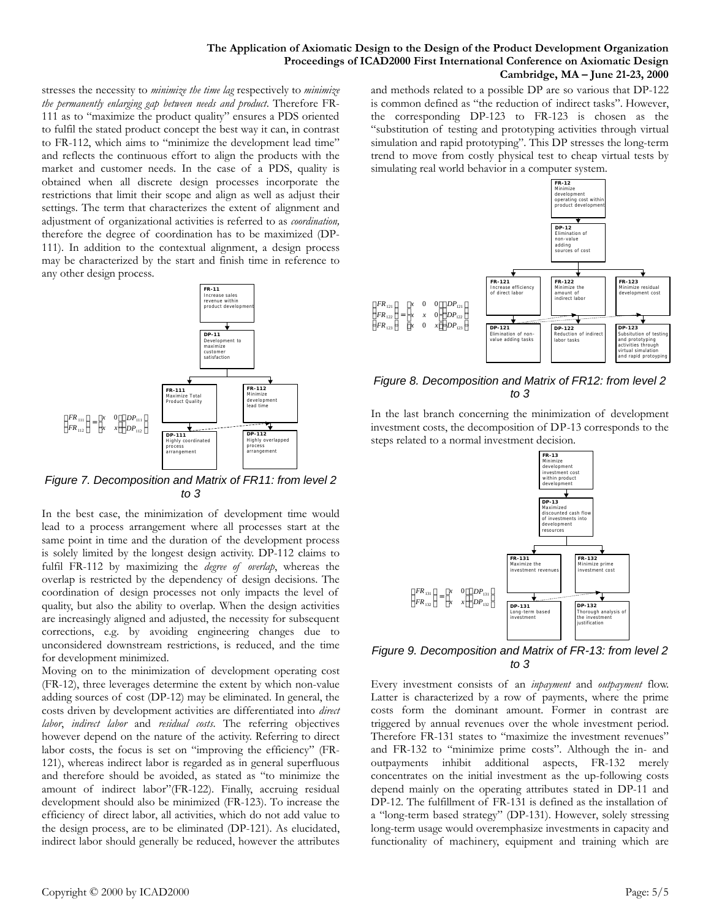stresses the necessity to *minimize the time lag* respectively to *minimize the permanently enlarging gap between needs and product*. Therefore FR-111 as to "maximize the product quality" ensures a PDS oriented to fulfil the stated product concept the best way it can, in contrast to FR-112, which aims to "minimize the development lead time" and reflects the continuous effort to align the products with the market and customer needs. In the case of a PDS, quality is obtained when all discrete design processes incorporate the restrictions that limit their scope and align as well as adjust their settings. The term that characterizes the extent of alignment and adjustment of organizational activities is referred to as *coordination,* therefore the degree of coordination has to be maximized (DP-111). In addition to the contextual alignment, a design process may be characterized by the start and finish time in reference to any other design process.

**FR-11** Increase sales revenue within product development

**DP-11** Development to maximize customer satisfaction

**FR-111** Maximize Total Product Quality

**FR-112** Minimize development lead time

**DP-111** Highly coordinated process arrangement

**DP-112** Highly overlapped process arrangement

$$\begin{Bmatrix} FR_{111} \\ FR_{112} \end{Bmatrix} = \begin{bmatrix} x & 0 \\ x & x \end{bmatrix} \begin{Bmatrix} DP_{111} \\ DP_{112} \end{Bmatrix}$$

*Figure 7. Decomposition and Matrix of FR11: from level 2 to 3*

In the best case, the minimization of development time would lead to a process arrangement where all processes start at the same point in time and the duration of the development process is solely limited by the longest design activity. DP-112 claims to fulfil FR-112 by maximizing the *degree of overlap*, whereas the overlap is restricted by the dependency of design decisions. The coordination of design processes not only impacts the level of quality, but also the ability to overlap. When the design activities are increasingly aligned and adjusted, the necessity for subsequent corrections, e.g. by avoiding engineering changes due to unconsidered downstream restrictions, is reduced, and the time for development minimized.

Moving on to the minimization of development operating cost (FR-12), three leverages determine the extent by which non-value adding sources of cost (DP-12) may be eliminated. In general, the costs driven by development activities are differentiated into *direct labor*, *indirect labor* and *residual costs*. The referring objectives however depend on the nature of the activity. Referring to direct labor costs, the focus is set on "improving the efficiency" (FR-121), whereas indirect labor is regarded as in general superfluous and therefore should be avoided, as stated as "to minimize the amount of indirect labor"(FR-122). Finally, accruing residual development should also be minimized (FR-123). To increase the efficiency of direct labor, all activities, which do not add value to the design process, are to be eliminated (DP-121). As elucidated, indirect labor should generally be reduced, however the attributes and methods related to a possible DP are so various that DP-122 is common defined as "the reduction of indirect tasks". However, the corresponding DP-123 to FR-123 is chosen as the "substitution of testing and prototyping activities through virtual simulation and rapid prototyping". This DP stresses the long-term trend to move from costly physical test to cheap virtual tests by simulating real world behavior in a computer system.

**FR-12** Minimize development operating cost within product development

**DP-12** Elimination of non-value adding sources of cost

**FR-121** Increase efficiency of direct labor

**FR-122** Minimize the amount of indirect labor

**FR-123** Minimize residual development cost

**DP-121** Elimination of non-value adding tasks

**DP-122** Reduction of indirect labor tasks

**DP-123** Subsitution of testing and prototyping activities through virtual simulation and rapid protoyping

$$\begin{Bmatrix} FR_{121} \\ FR_{122} \\ FR_{123} \end{Bmatrix} = \begin{bmatrix} x & 0 & 0 \\ x & x & 0 \\ x & 0 & x \end{bmatrix} \begin{Bmatrix} DP_{121} \\ DP_{122} \\ DP_{123} \end{Bmatrix}$$

*Figure 8. Decomposition and Matrix of FR12: from level 2 to 3*

In the last branch concerning the minimization of development investment costs, the decomposition of DP-13 corresponds to the steps related to a normal investment decision.

**FR-13** Minimize development investment cost within product development

**DP-13** Maximized discounted cash flow of investments into development resources

**FR-131** Maximize the investment revenues

**FR-132** Minimize prime investment cost

**DP-131** Long-term based investment

**DP-132** Thorough analysis of the investment justification

$$\begin{Bmatrix} FR_{131} \\ FR_{132} \end{Bmatrix} = \begin{bmatrix} x & 0 \\ x & x \end{bmatrix} \begin{Bmatrix} DP_{131} \\ DP_{132} \end{Bmatrix}$$

*Figure 9. Decomposition and Matrix of FR-13: from level 2 to 3*

Every investment consists of an *inpayment* and *outpayment* flow. Latter is characterized by a row of payments, where the prime costs form the dominant amount. Former in contrast are triggered by annual revenues over the whole investment period. Therefore FR-131 states to "maximize the investment revenues" and FR-132 to "minimize prime costs". Although the in- and outpayments inhibit additional aspects, FR-132 merely concentrates on the initial investment as the up-following costs depend mainly on the operating attributes stated in DP-11 and DP-12. The fulfillment of FR-131 is defined as the installation of a "long-term based strategy" (DP-131). However, solely stressing long-term usage would overemphasize investments in capacity and functionality of machinery, equipment and training which are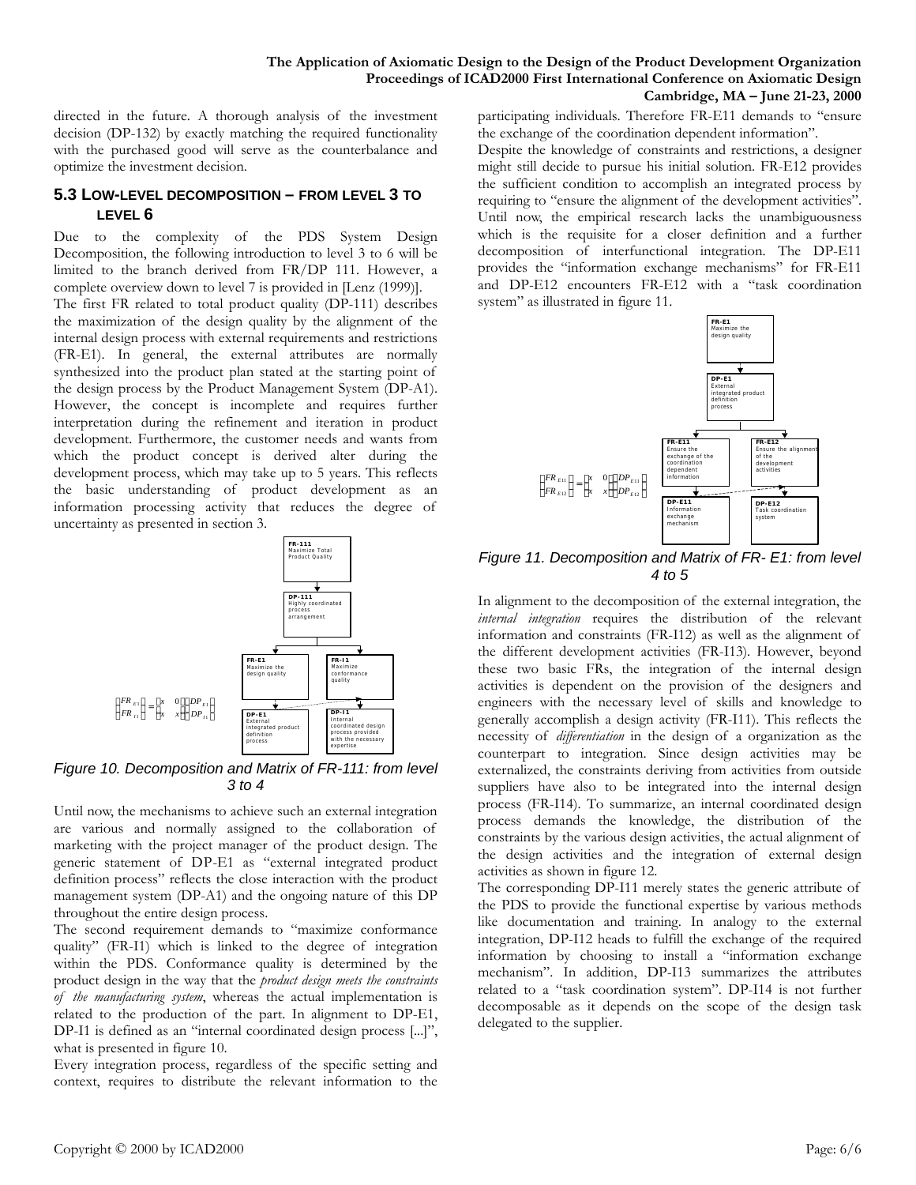directed in the future. A thorough analysis of the investment decision (DP-132) by exactly matching the required functionality with the purchased good will serve as the counterbalance and optimize the investment decision.

### 5.3 LOW-LEVEL DECOMPOSITION – FROM LEVEL 3 TO LEVEL 6

Due to the complexity of the PDS System Design Decomposition, the following introduction to level 3 to 6 will be limited to the branch derived from FR/DP 111. However, a complete overview down to level 7 is provided in [Lenz (1999)].

The first FR related to total product quality (DP-111) describes the maximization of the design quality by the alignment of the internal design process with external requirements and restrictions (FR-E1). In general, the external attributes are normally synthesized into the product plan stated at the starting point of the design process by the Product Management System (DP-A1). However, the concept is incomplete and requires further interpretation during the refinement and iteration in product development. Furthermore, the customer needs and wants from which the product concept is derived alter during the development process, which may take up to 5 years. This reflects the basic understanding of product development as an information processing activity that reduces the degree of uncertainty as presented in section 3.

FR-111: Maximize Total Product Quality
DP-111: Highly coordinated process arrangement
FR-E1: Maximize the design quality
FR-I1: Maximize conformance quality
DP-E1: External integrated product definition process
DP-I1: Internal coordinated design process provided with the necessary expertise

$$\begin{Bmatrix} FR_{E1} \\ FR_{I1} \end{Bmatrix} = \begin{bmatrix} x & 0 \\ x & x \end{bmatrix} \begin{Bmatrix} DP_{E1} \\ DP_{I1} \end{Bmatrix}$$

*Figure 10. Decomposition and Matrix of FR-111: from level 3 to 4*

Until now, the mechanisms to achieve such an external integration are various and normally assigned to the collaboration of marketing with the project manager of the product design. The generic statement of DP-E1 as "external integrated product definition process" reflects the close interaction with the product management system (DP-A1) and the ongoing nature of this DP throughout the entire design process.

The second requirement demands to "maximize conformance quality" (FR-I1) which is linked to the degree of integration within the PDS. Conformance quality is determined by the product design in the way that the *product design meets the constraints of the manufacturing system*, whereas the actual implementation is related to the production of the part. In alignment to DP-E1, DP-I1 is defined as an "internal coordinated design process [...]", what is presented in figure 10.

Every integration process, regardless of the specific setting and context, requires to distribute the relevant information to the participating individuals. Therefore FR-E11 demands to "ensure the exchange of the coordination dependent information".

Despite the knowledge of constraints and restrictions, a designer might still decide to pursue his initial solution. FR-E12 provides the sufficient condition to accomplish an integrated process by requiring to "ensure the alignment of the development activities". Until now, the empirical research lacks the unambiguousness which is the requisite for a closer definition and a further decomposition of interfunctional integration. The DP-E11 provides the "information exchange mechanisms" for FR-E11 and DP-E12 encounters FR-E12 with a "task coordination system" as illustrated in figure 11.

FR-E1: Maximize the design quality
DP-E1: External integrated product definition process
FR-E11: Ensure the exchange of the coordination dependent information
FR-E12: Ensure the alignment of the development activities
DP-E11: Information exchange mechanism
DP-E12: Task coordination system

$$\begin{Bmatrix} FR_{E11} \\ FR_{E12} \end{Bmatrix} = \begin{bmatrix} x & 0 \\ x & x \end{bmatrix} \begin{Bmatrix} DP_{E11} \\ DP_{E12} \end{Bmatrix}$$

*Figure 11. Decomposition and Matrix of FR- E1: from level 4 to 5*

In alignment to the decomposition of the external integration, the *internal integration* requires the distribution of the relevant information and constraints (FR-I12) as well as the alignment of the different development activities (FR-I13). However, beyond these two basic FRs, the integration of the internal design activities is dependent on the provision of the designers and engineers with the necessary level of skills and knowledge to generally accomplish a design activity (FR-I11). This reflects the necessity of *differentiation* in the design of a organization as the counterpart to integration. Since design activities may be externalized, the constraints deriving from activities from outside suppliers have also to be integrated into the internal design process (FR-I14). To summarize, an internal coordinated design process demands the knowledge, the distribution of the constraints by the various design activities, the actual alignment of the design activities and the integration of external design activities as shown in figure 12.

The corresponding DP-I11 merely states the generic attribute of the PDS to provide the functional expertise by various methods like documentation and training. In analogy to the external integration, DP-I12 heads to fulfill the exchange of the required information by choosing to install a "information exchange mechanism". In addition, DP-I13 summarizes the attributes related to a "task coordination system". DP-I14 is not further decomposable as it depends on the scope of the design task delegated to the supplier.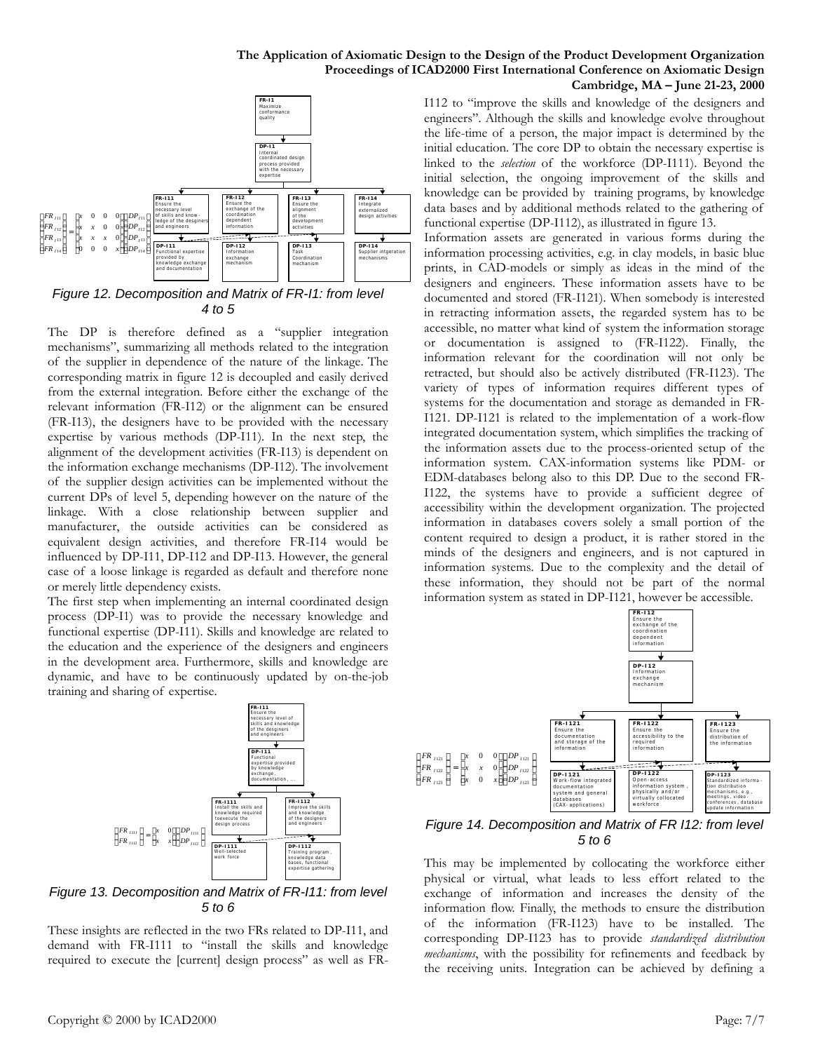$$\begin{Bmatrix} FR_{I11} \\ FR_{I12} \\ FR_{I13} \\ FR_{I14} \end{Bmatrix} = \begin{bmatrix} x & 0 & 0 & 0 \\ x & x & 0 & 0 \\ x & x & x & 0 \\ 0 & 0 & 0 & x \end{bmatrix} \begin{Bmatrix} DP_{I11} \\ DP_{I12} \\ DP_{I13} \\ DP_{I14} \end{Bmatrix}$$

*Figure 12. Decomposition and Matrix of FR-I1: from level 4 to 5*

The DP is therefore defined as a "supplier integration mechanisms", summarizing all methods related to the integration of the supplier in dependence of the nature of the linkage. The corresponding matrix in figure 12 is decoupled and easily derived from the external integration. Before either the exchange of the relevant information (FR-I12) or the alignment can be ensured (FR-I13), the designers have to be provided with the necessary expertise by various methods (DP-I11). In the next step, the alignment of the development activities (FR-I13) is dependent on the information exchange mechanisms (DP-I12). The involvement of the supplier design activities can be implemented without the current DPs of level 5, depending however on the nature of the linkage. With a close relationship between supplier and manufacturer, the outside activities can be considered as equivalent design activities, and therefore FR-I14 would be influenced by DP-I11, DP-I12 and DP-I13. However, the general case of a loose linkage is regarded as default and therefore none or merely little dependency exists.

The first step when implementing an internal coordinated design process (DP-I1) was to provide the necessary knowledge and functional expertise (DP-I11). Skills and knowledge are related to the education and the experience of the designers and engineers in the development area. Furthermore, skills and knowledge are dynamic, and have to be continuously updated by on-the-job training and sharing of expertise.

$$\begin{Bmatrix} FR_{I111} \\ FR_{I112} \end{Bmatrix} = \begin{bmatrix} x & 0 \\ x & x \end{bmatrix} \begin{Bmatrix} DP_{I111} \\ DP_{I112} \end{Bmatrix}$$

*Figure 13. Decomposition and Matrix of FR-I11: from level 5 to 6*

These insights are reflected in the two FRs related to DP-I11, and demand with FR-I111 to "install the skills and knowledge required to execute the [current] design process" as well as FR-I112 to "improve the skills and knowledge of the designers and engineers". Although the skills and knowledge evolve throughout the life-time of a person, the major impact is determined by the initial education. The core DP to obtain the necessary expertise is linked to the *selection* of the workforce (DP-I111). Beyond the initial selection, the ongoing improvement of the skills and knowledge can be provided by training programs, by knowledge data bases and by additional methods related to the gathering of functional expertise (DP-I112), as illustrated in figure 13.

Information assets are generated in various forms during the information processing activities, e.g. in clay models, in basic blue prints, in CAD-models or simply as ideas in the mind of the designers and engineers. These information assets have to be documented and stored (FR-I121). When somebody is interested in retracting information assets, the regarded system has to be accessible, no matter what kind of system the information storage or documentation is assigned to (FR-I122). Finally, the information relevant for the coordination will not only be retracted, but should also be actively distributed (FR-I123). The variety of types of information requires different types of systems for the documentation and storage as demanded in FR-I121. DP-I121 is related to the implementation of a work-flow integrated documentation system, which simplifies the tracking of the information assets due to the process-oriented setup of the information system. CAX-information systems like PDM- or EDM-databases belong also to this DP. Due to the second FR-I122, the systems have to provide a sufficient degree of accessibility within the development organization. The projected information in databases covers solely a small portion of the content required to design a product, it is rather stored in the minds of the designers and engineers, and is not captured in information systems. Due to the complexity and the detail of these information, they should not be part of the normal information system as stated in DP-I121, however be accessible.

$$\begin{Bmatrix} FR_{I121} \\ FR_{I122} \\ FR_{I123} \end{Bmatrix} = \begin{bmatrix} x & 0 & 0 \\ x & x & 0 \\ x & 0 & x \end{bmatrix} \begin{Bmatrix} DP_{I121} \\ DP_{I122} \\ DP_{I123} \end{Bmatrix}$$

*Figure 14. Decomposition and Matrix of FR I12: from level 5 to 6*

This may be implemented by collocating the workforce either physical or virtual, what leads to less effort related to the exchange of information and increases the density of the information flow. Finally, the methods to ensure the distribution of the information (FR-I123) have to be installed. The corresponding DP-I123 has to provide *standardized distribution mechanisms*, with the possibility for refinements and feedback by the receiving units. Integration can be achieved by defining a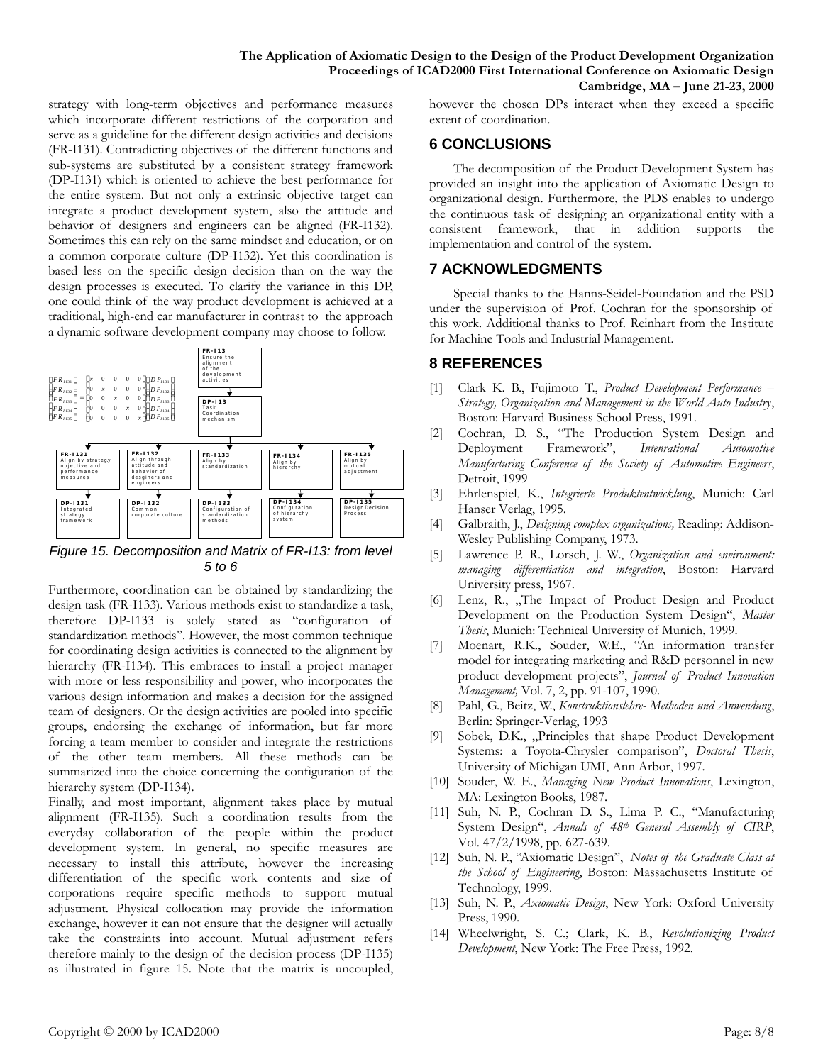strategy with long-term objectives and performance measures which incorporate different restrictions of the corporation and serve as a guideline for the different design activities and decisions (FR-I131). Contradicting objectives of the different functions and sub-systems are substituted by a consistent strategy framework (DP-I131) which is oriented to achieve the best performance for the entire system. But not only a extrinsic objective target can integrate a product development system, also the attitude and behavior of designers and engineers can be aligned (FR-I132). Sometimes this can rely on the same mindset and education, or on a common corporate culture (DP-I132). Yet this coordination is based less on the specific design decision than on the way the design processes is executed. To clarify the variance in this DP, one could think of the way product development is achieved at a traditional, high-end car manufacturer in contrast to the approach a dynamic software development company may choose to follow.

$$
\begin{Bmatrix} FR_{I131} \\ FR_{I132} \\ FR_{I133} \\ FR_{I134} \\ FR_{I135} \end{Bmatrix} = \begin{bmatrix} x & 0 & 0 & 0 & 0 \\ 0 & x & 0 & 0 & 0 \\ 0 & 0 & x & 0 & 0 \\ 0 & 0 & 0 & x & 0 \\ 0 & 0 & 0 & 0 & x \end{bmatrix} \begin{Bmatrix} DP_{I131} \\ DP_{I132} \\ DP_{I133} \\ DP_{I134} \\ DP_{I135} \end{Bmatrix}
$$

FR-I13 Ensure the alignment of the development activities

DP-I13 Task Coordination mechanism

FR-I131 Align by strategy objective and performance measures

FR-I132 Align through attitude and behavior of desginers and engineers

FR-I133 Align by standardization

FR-I134 Align by hierarchy

FR-I135 Align by mutual adjustment

DP-I131 Integrated strategy framework

DP-I132 Common corporate culture

DP-I133 Configuration of standardization methods

DP-I134 Configuration of hierarchy system

DP-I135 Design Decision Process

*Figure 15. Decomposition and Matrix of FR-I13: from level 5 to 6*

Furthermore, coordination can be obtained by standardizing the design task (FR-I133). Various methods exist to standardize a task, therefore DP-I133 is solely stated as "configuration of standardization methods". However, the most common technique for coordinating design activities is connected to the alignment by hierarchy (FR-I134). This embraces to install a project manager with more or less responsibility and power, who incorporates the various design information and makes a decision for the assigned team of designers. Or the design activities are pooled into specific groups, endorsing the exchange of information, but far more forcing a team member to consider and integrate the restrictions of the other team members. All these methods can be summarized into the choice concerning the configuration of the hierarchy system (DP-I134).

Finally, and most important, alignment takes place by mutual alignment (FR-I135). Such a coordination results from the everyday collaboration of the people within the product development system. In general, no specific measures are necessary to install this attribute, however the increasing differentiation of the specific work contents and size of corporations require specific methods to support mutual adjustment. Physical collocation may provide the information exchange, however it can not ensure that the designer will actually take the constraints into account. Mutual adjustment refers therefore mainly to the design of the decision process (DP-I135) as illustrated in figure 15. Note that the matrix is uncoupled, however the chosen DPs interact when they exceed a specific extent of coordination.

## 6 CONCLUSIONS

The decomposition of the Product Development System has provided an insight into the application of Axiomatic Design to organizational design. Furthermore, the PDS enables to undergo the continuous task of designing an organizational entity with a consistent framework, that in addition supports the implementation and control of the system.

## 7 ACKNOWLEDGMENTS

Special thanks to the Hanns-Seidel-Foundation and the PSD under the supervision of Prof. Cochran for the sponsorship of this work. Additional thanks to Prof. Reinhart from the Institute for Machine Tools and Industrial Management.

## 8 REFERENCES

[1] Clark K. B., Fujimoto T., *Product Development Performance – Strategy, Organization and Management in the World Auto Industry*, Boston: Harvard Business School Press, 1991.

[2] Cochran, D. S., "The Production System Design and Deployment Framework", *Intenrational Automotive Manufacturing Conference of the Society of Automotive Engineers*, Detroit, 1999

[3] Ehrlenspiel, K., *Integrierte Produktentwicklung*, Munich: Carl Hanser Verlag, 1995.

[4] Galbraith, J., *Designing complex organizations,* Reading: Addison-Wesley Publishing Company, 1973.

[5] Lawrence P. R., Lorsch, J. W., *Organization and environment: managing differentiation and integration*, Boston: Harvard University press, 1967.

[6] Lenz, R., „The Impact of Product Design and Product Development on the Production System Design", *Master Thesis*, Munich: Technical University of Munich, 1999.

[7] Moenart, R.K., Souder, W.E., "An information transfer model for integrating marketing and R&D personnel in new product development projects", *Journal of Product Innovation Management,* Vol. 7, 2, pp. 91-107, 1990.

[8] Pahl, G., Beitz, W., *Konstruktionslehre- Methoden und Anwendung*, Berlin: Springer-Verlag, 1993

[9] Sobek, D.K., „Principles that shape Product Development Systems: a Toyota-Chrysler comparison", *Doctoral Thesis*, University of Michigan UMI, Ann Arbor, 1997.

[10] Souder, W. E., *Managing New Product Innovations*, Lexington, MA: Lexington Books, 1987.

[11] Suh, N. P., Cochran D. S., Lima P. C., "Manufacturing System Design", *Annals of 48th General Assembly of CIRP*, Vol. 47/2/1998, pp. 627-639.

[12] Suh, N. P., "Axiomatic Design", *Notes of the Graduate Class at the School of Engineering*, Boston: Massachusetts Institute of Technology, 1999.

[13] Suh, N. P., *Axiomatic Design*, New York: Oxford University Press, 1990.

[14] Wheelwright, S. C.; Clark, K. B., *Revolutionizing Product Development*, New York: The Free Press, 1992.